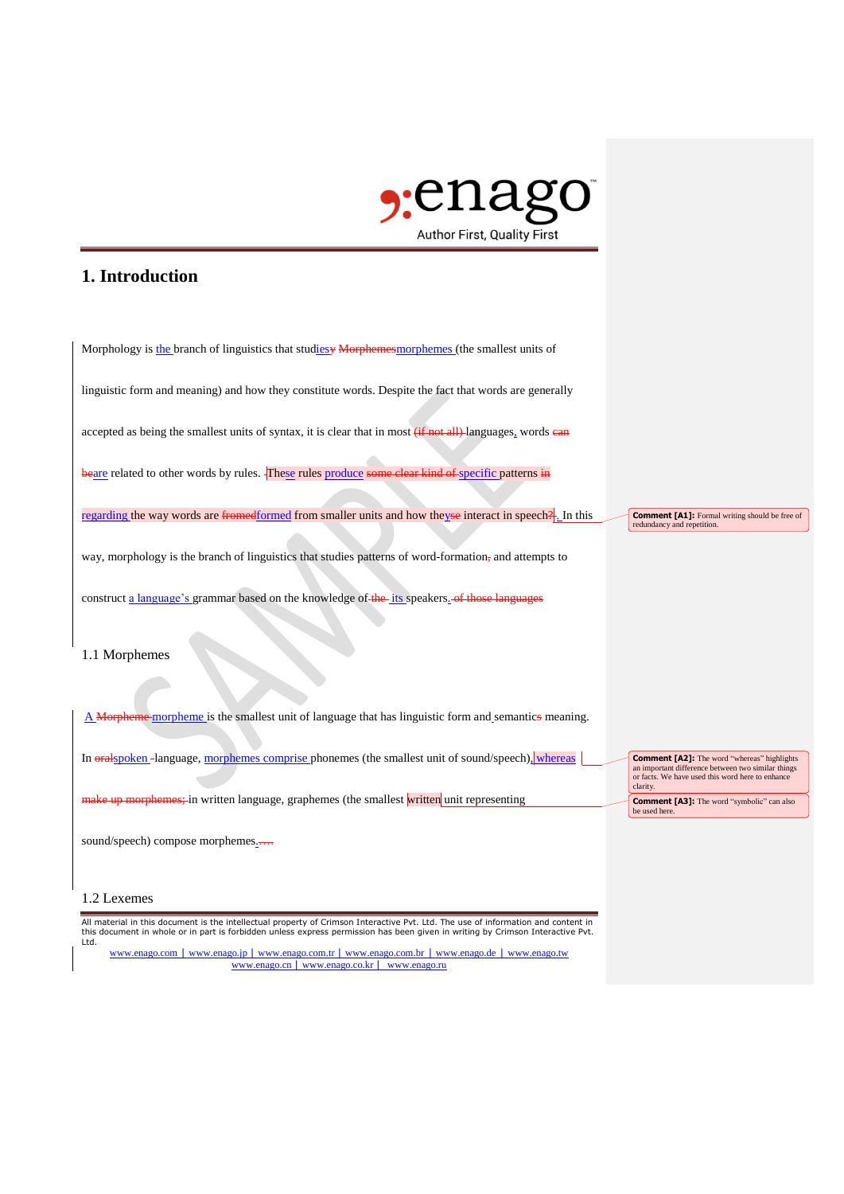# 1. Introduction

Morphology is the branch of linguistics that studiesy Morphemesmorphemes (the smallest units of linguistic form and meaning) and how they constitute words. Despite the fact that words are generally accepted as being the smallest units of syntax, it is clear that in most (if not all) languages, words can beare related to other words by rules. These rules produce some clear kind of specific patterns in regarding the way words are fromedformed from smaller units and how theyse interact in speech?. In this way, morphology is the branch of linguistics that studies patterns of word-formation, and attempts to construct a language's grammar based on the knowledge of the its speakers. of those languages

## 1.1 Morphemes

A Morpheme morpheme is the smallest unit of language that has linguistic form and semantics meaning. In oralspoken language, morphemes comprise phonemes (the smallest unit of sound/speech), whereas make up morphemes; in written language, graphemes (the smallest written unit representing sound/speech) compose morphemes.....

## 1.2 Lexemes

**Comment [A1]:** Formal writing should be free of redundancy and repetition.

**Comment [A2]:** The word "whereas" highlights an important difference between two similar things or facts. We have used this word here to enhance clarity.

**Comment [A3]:** The word "symbolic" can also be used here.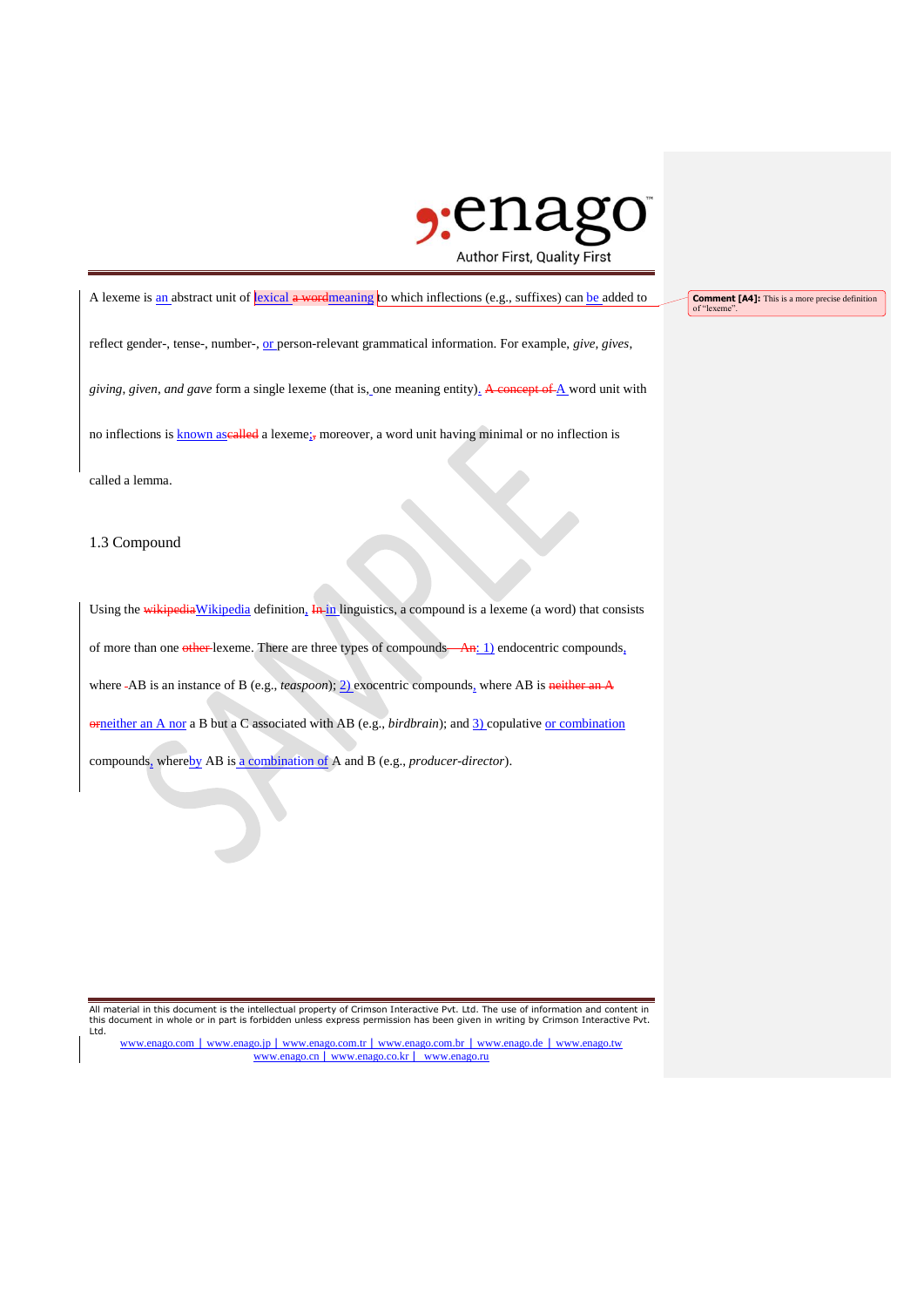A lexeme is an abstract unit of lexical ~~a word~~meaning to which inflections (e.g., suffixes) can be added to reflect gender-, tense-, number-, or person-relevant grammatical information. For example, *give*, *gives*, *giving*, *given*, *and gave* form a single lexeme (that is, one meaning entity). ~~A concept of~~ A word unit with no inflections is known as~~called~~ a lexeme;~~,~~ moreover, a word unit having minimal or no inflection is called a lemma.

> **Comment [A4]:** This is a more precise definition of "lexeme".

## 1.3 Compound

Using the ~~wikipedia~~Wikipedia definition, ~~In~~ in linguistics, a compound is a lexeme (a word) that consists of more than one ~~other~~ lexeme. There are three types of compounds~~—An~~: 1) endocentric compounds, where ~~-~~AB is an instance of B (e.g., *teaspoon*); 2) exocentric compounds, where AB is ~~neither an A or~~neither an A nor a B but a C associated with AB (e.g., *birdbrain*); and 3) copulative or combination compounds, whereby AB is a combination of A and B (e.g., *producer-director*).